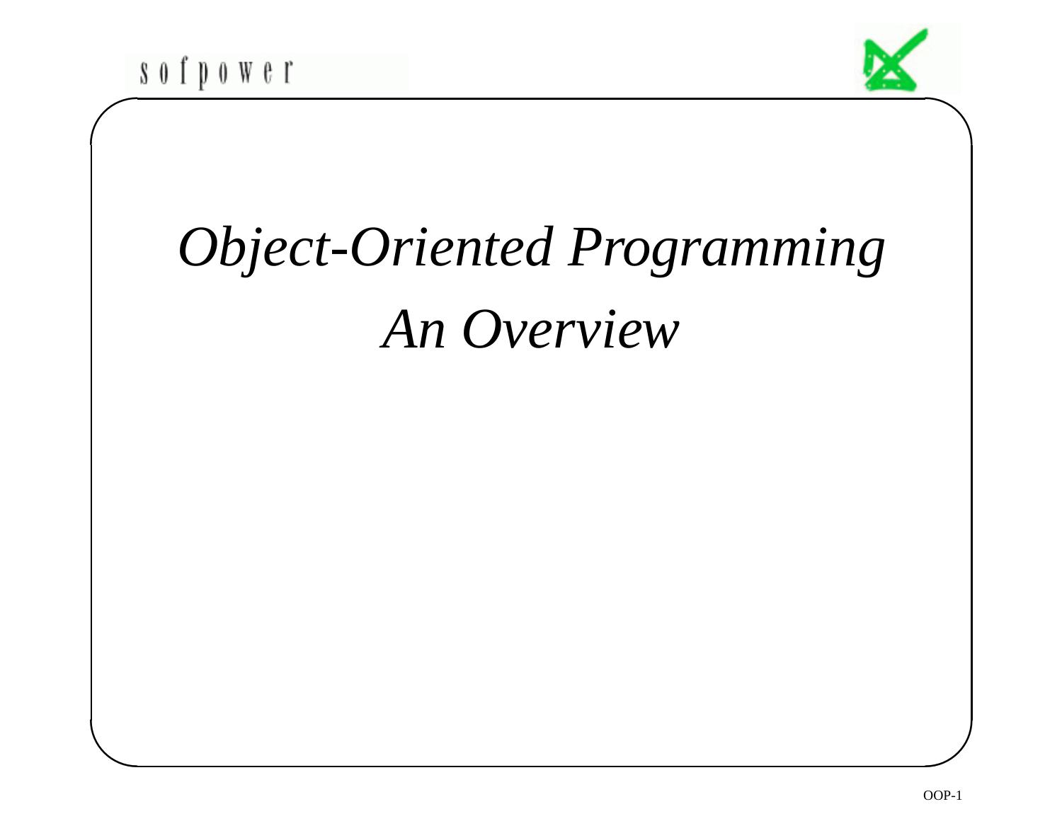# *Object-Oriented Programming*

## *An Overview*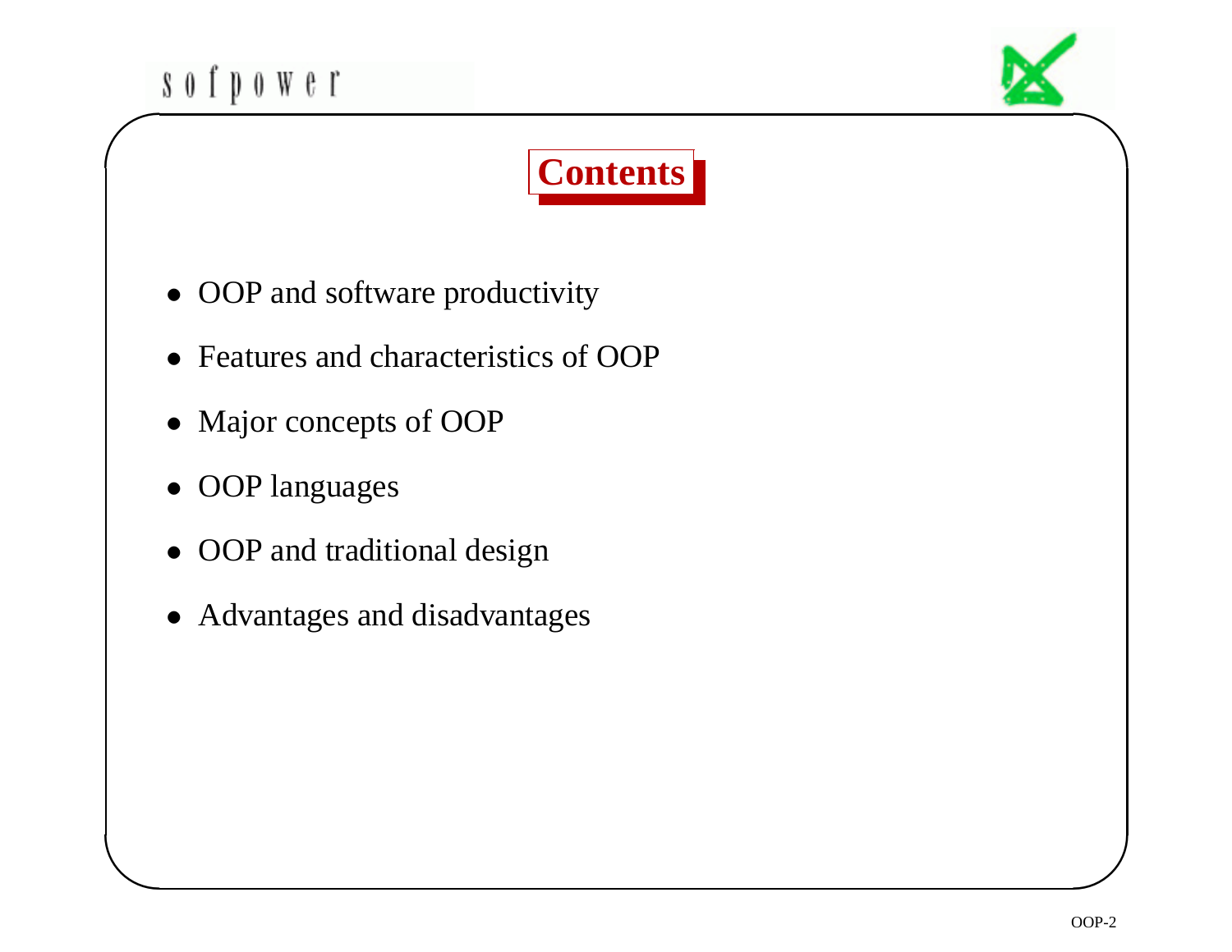## Contents

- OOP and software productivity
- Features and characteristics of OOP
- Major concepts of OOP
- OOP languages
- OOP and traditional design
- Advantages and disadvantages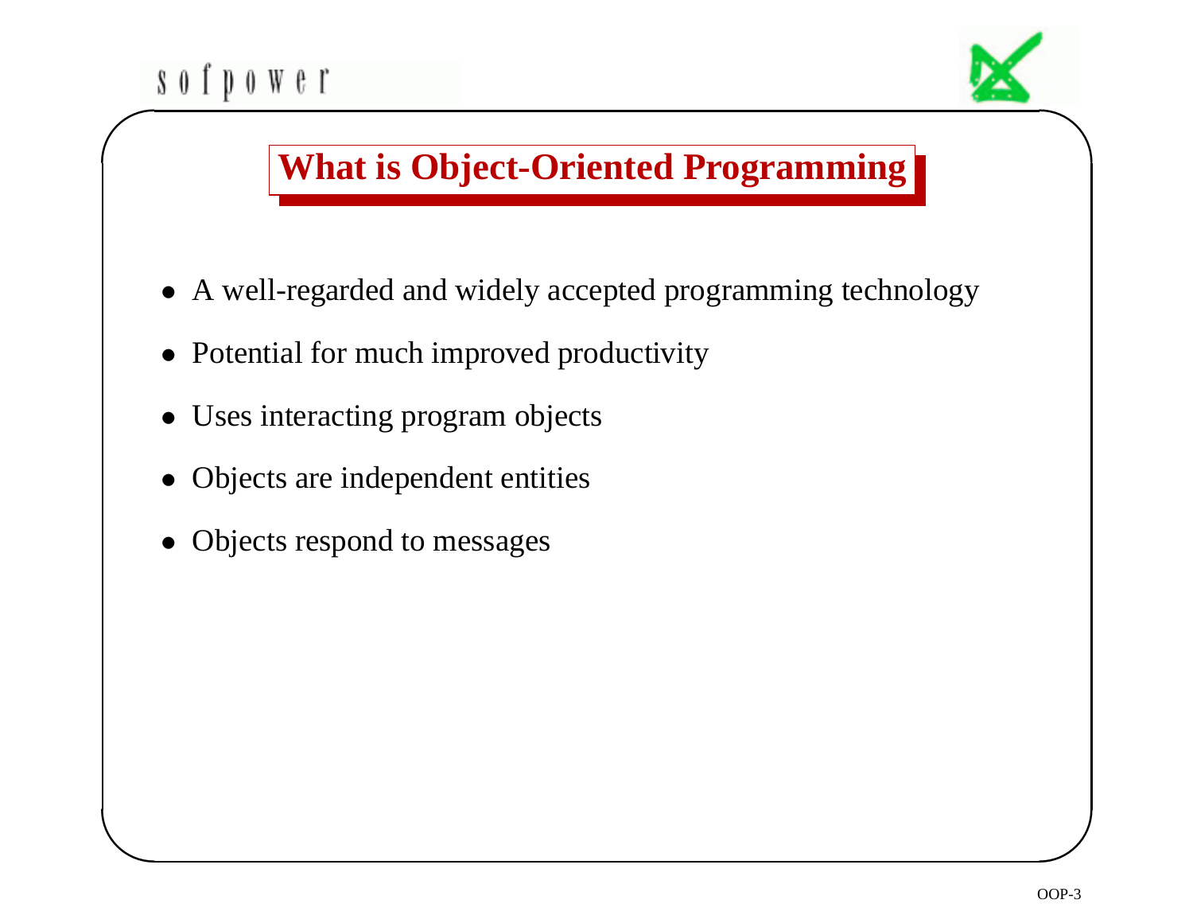# What is Object-Oriented Programming

- A well-regarded and widely accepted programming technology
- Potential for much improved productivity
- Uses interacting program objects
- Objects are independent entities
- Objects respond to messages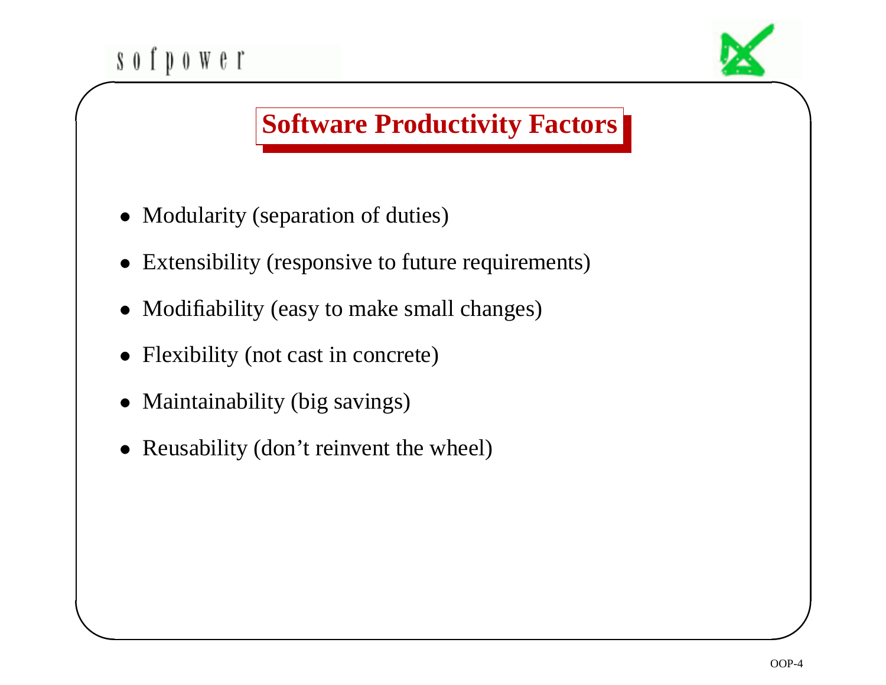# Software Productivity Factors

- Modularity (separation of duties)
- Extensibility (responsive to future requirements)
- Modifiability (easy to make small changes)
- Flexibility (not cast in concrete)
- Maintainability (big savings)
- Reusability (don't reinvent the wheel)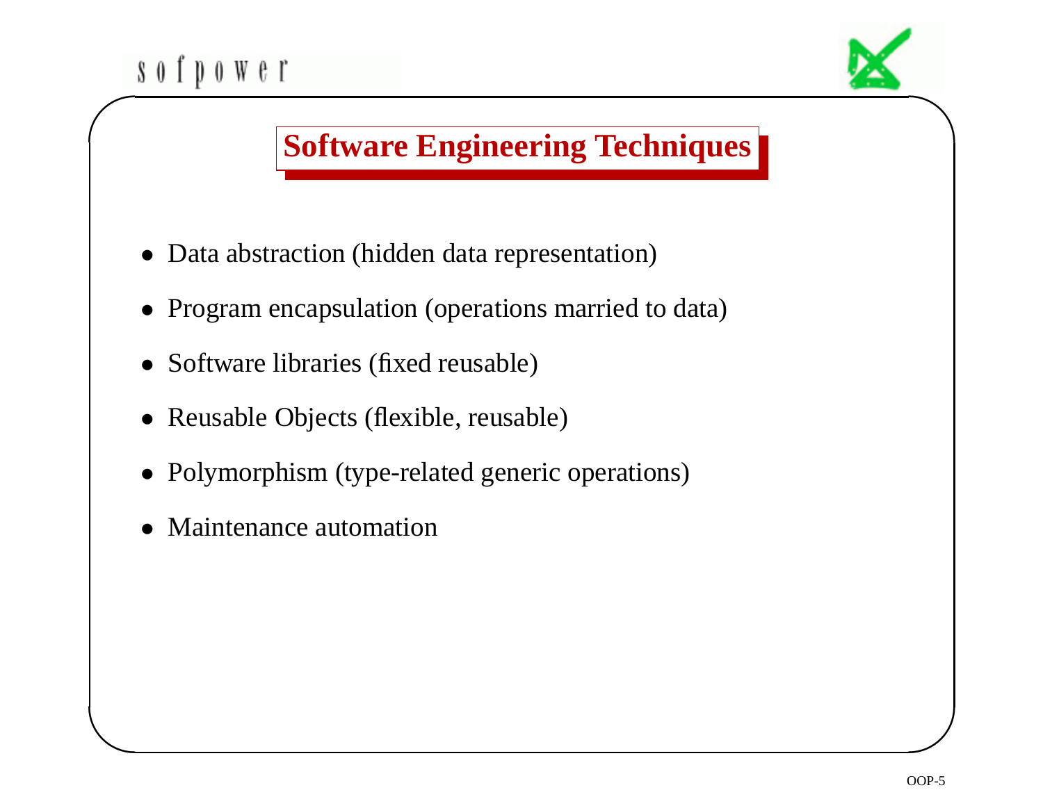# Software Engineering Techniques

- Data abstraction (hidden data representation)
- Program encapsulation (operations married to data)
- Software libraries (fixed reusable)
- Reusable Objects (flexible, reusable)
- Polymorphism (type-related generic operations)
- Maintenance automation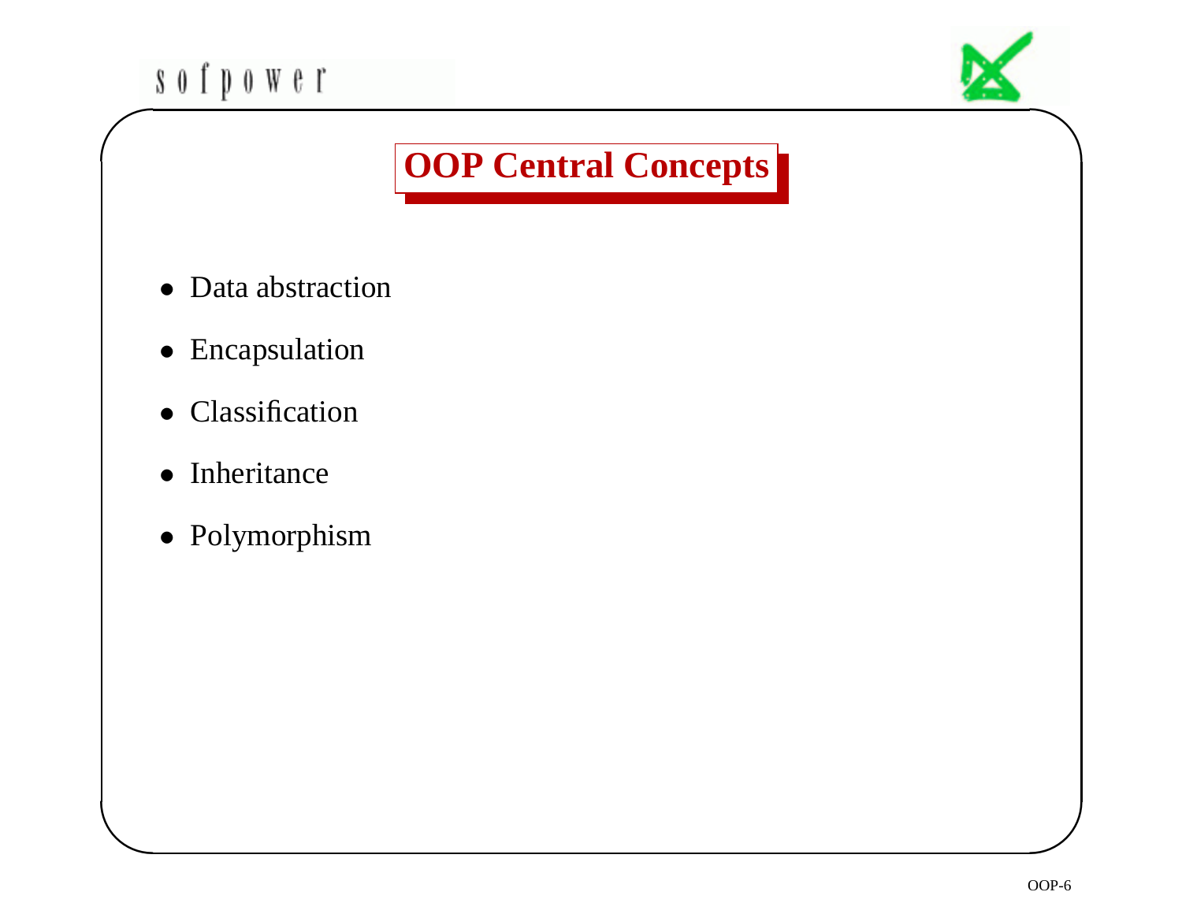# OOP Central Concepts

- Data abstraction
- Encapsulation
- Classification
- Inheritance
- Polymorphism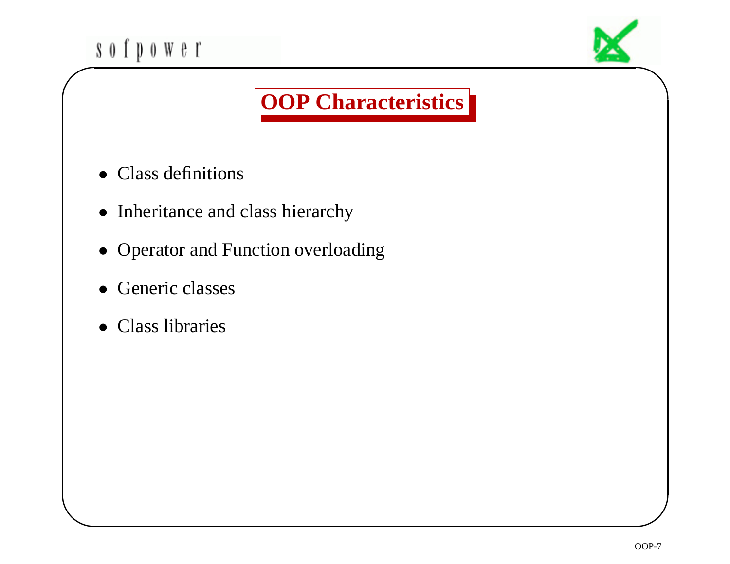# OOP Characteristics

- Class definitions
- Inheritance and class hierarchy
- Operator and Function overloading
- Generic classes
- Class libraries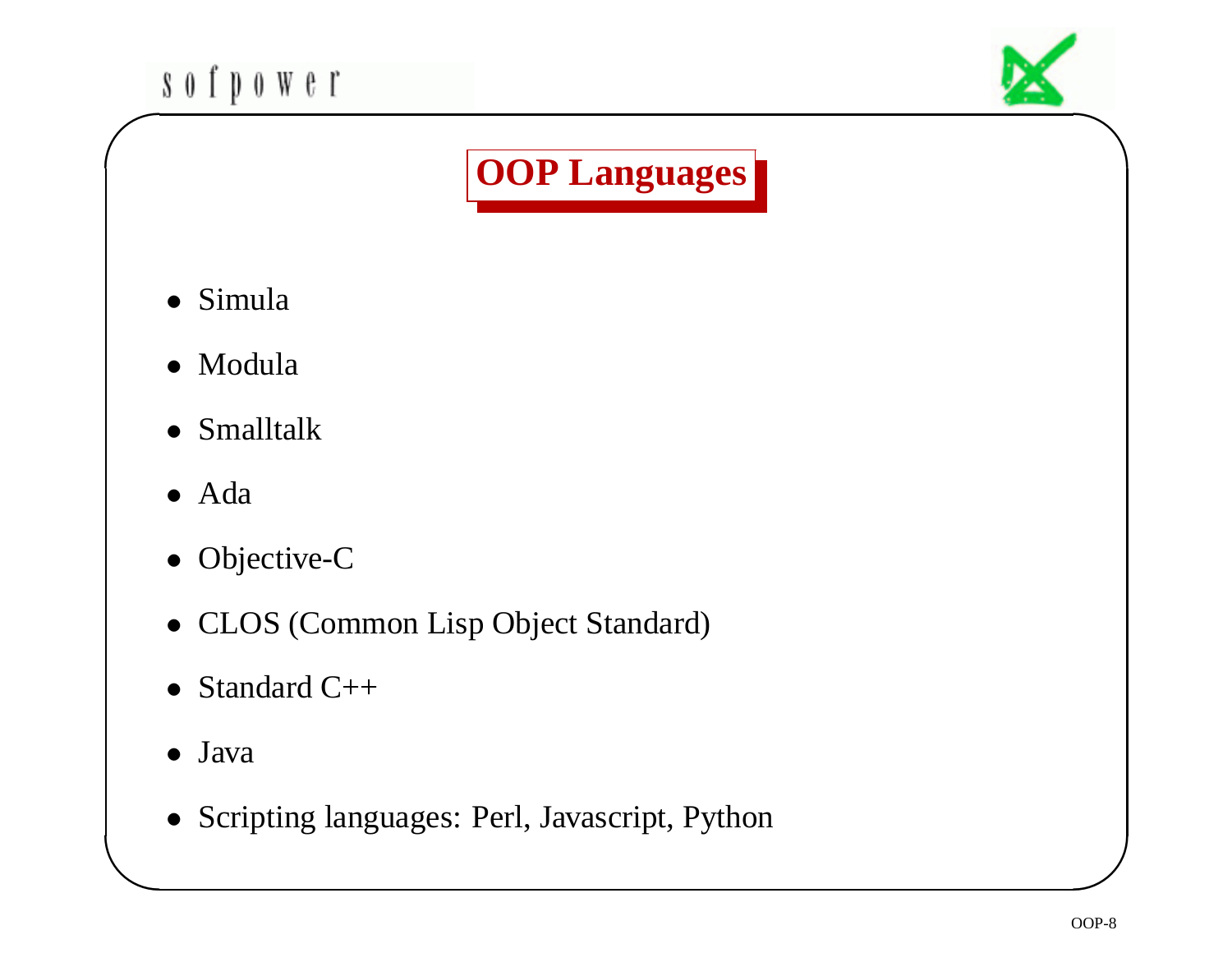# OOP Languages

- Simula
- Modula
- Smalltalk
- Ada
- Objective-C
- CLOS (Common Lisp Object Standard)
- Standard C++
- Java
- Scripting languages: Perl, Javascript, Python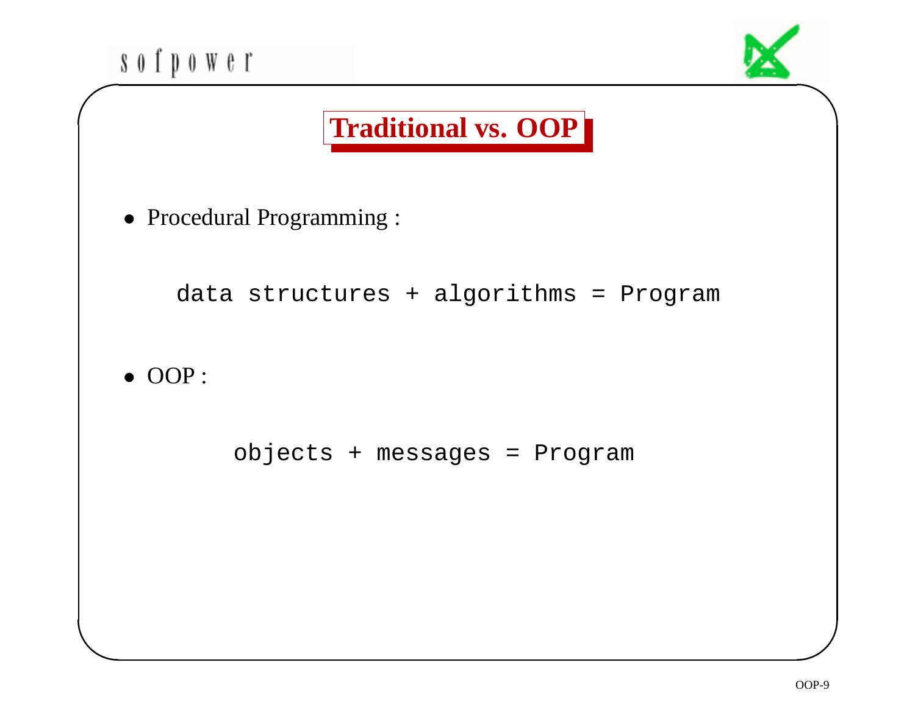# Traditional vs. OOP

- Procedural Programming :

```
data structures + algorithms = Program
```

- OOP :

```
objects + messages = Program
```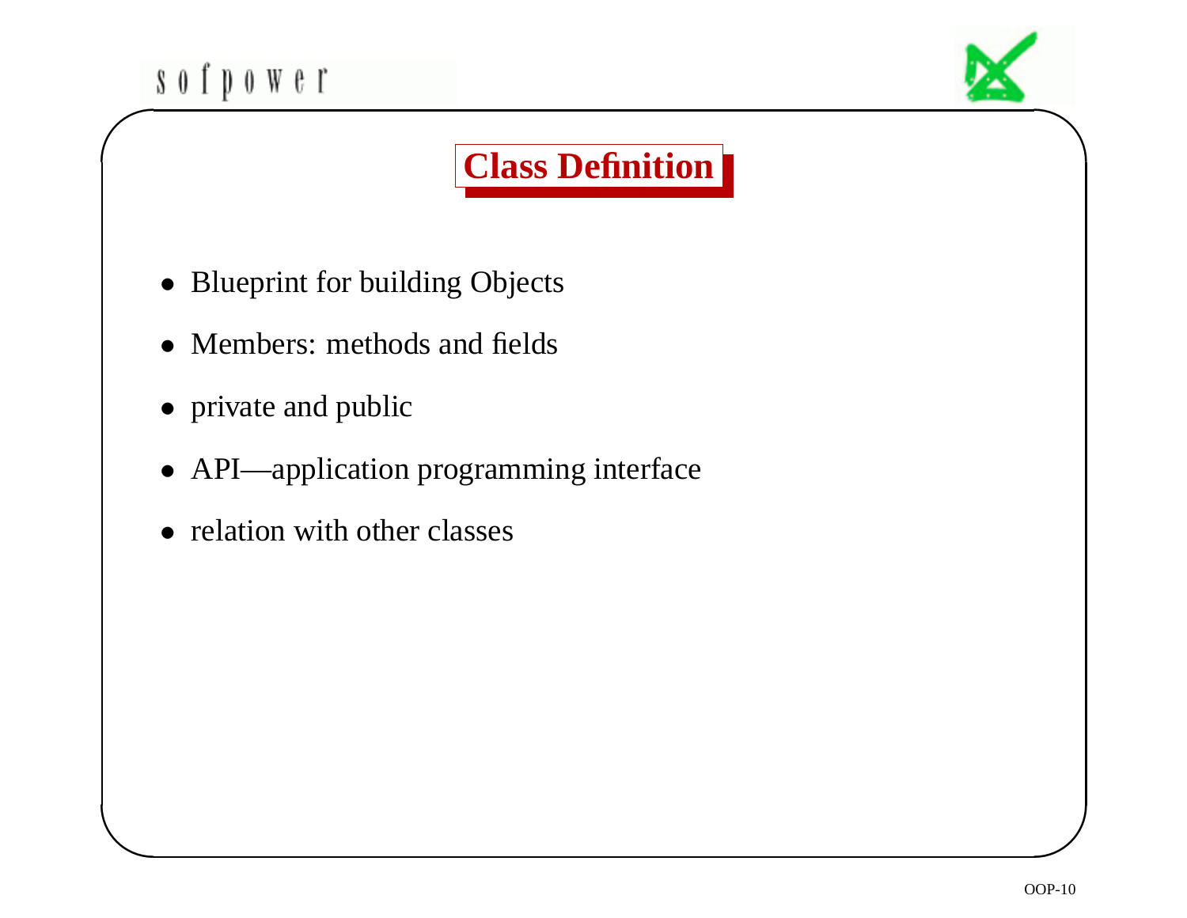# Class Definition

- Blueprint for building Objects
- Members: methods and fields
- private and public
- API—application programming interface
- relation with other classes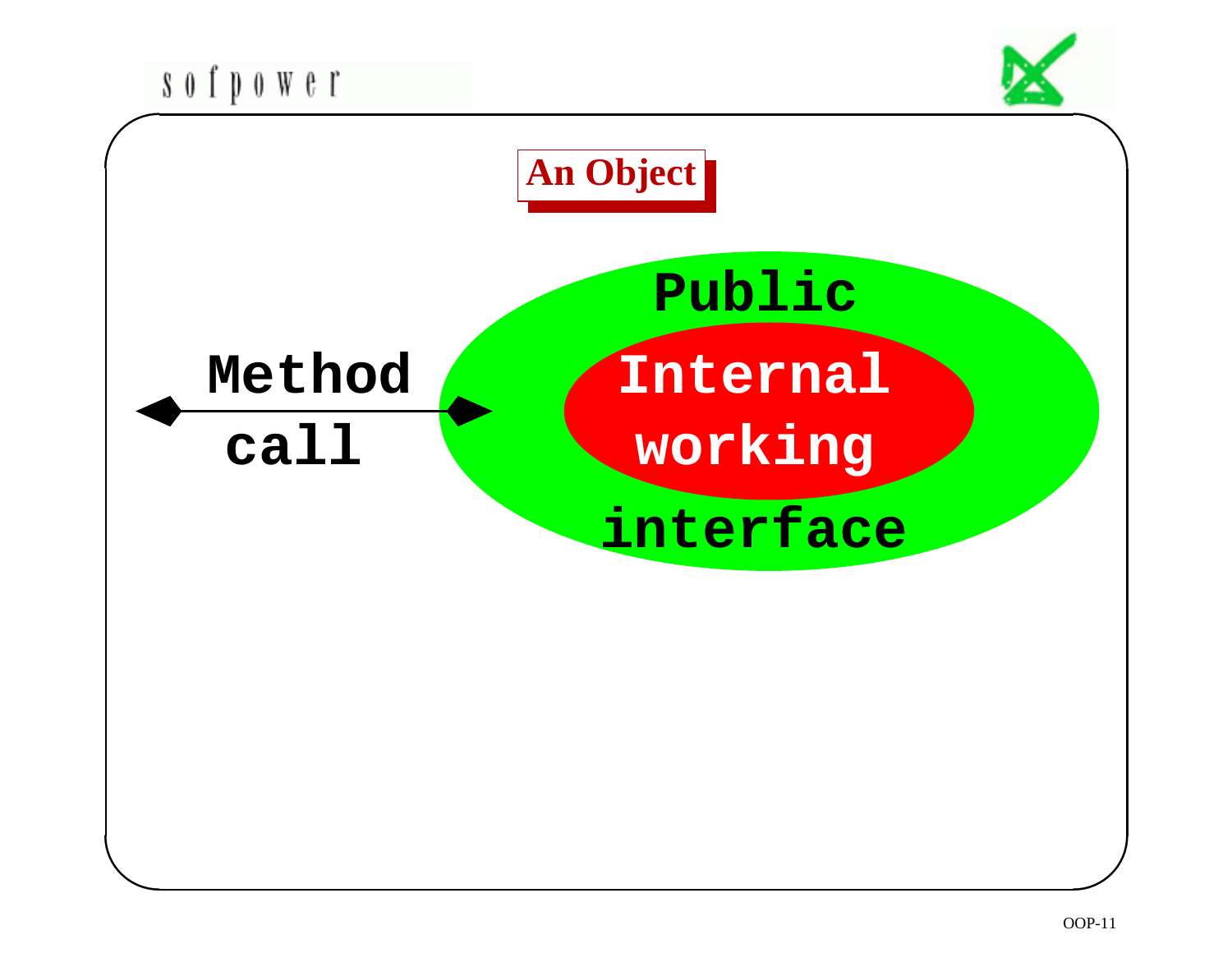# An Object

Method call

Public

Internal working

interface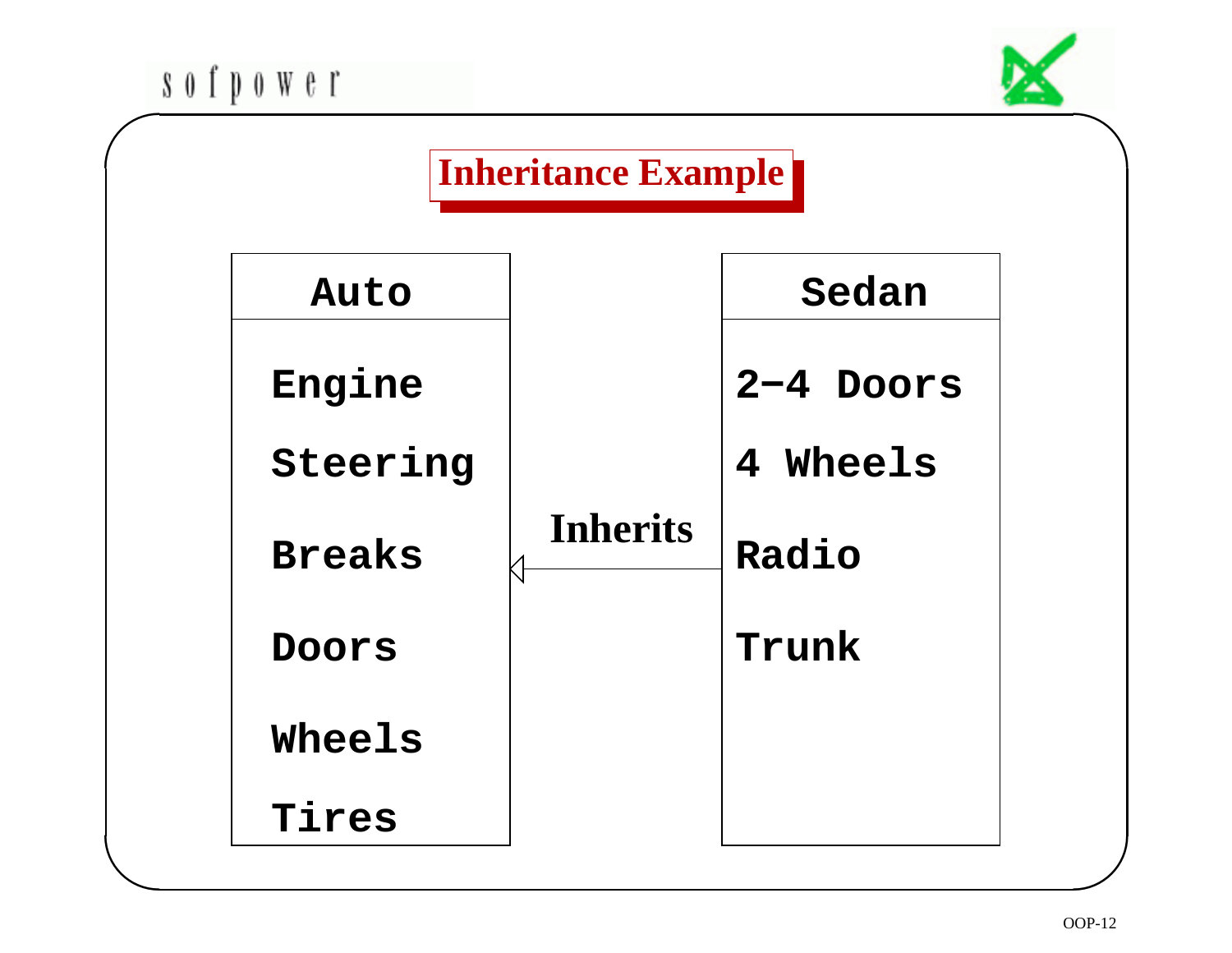# Inheritance Example

| Auto | | Sedan |
|---|---|---|
| Engine | | 2−4 Doors |
| Steering | | 4 Wheels |
| Breaks | ◁── Inherits ── | Radio |
| Doors | | Trunk |
| Wheels | | |
| Tires | | |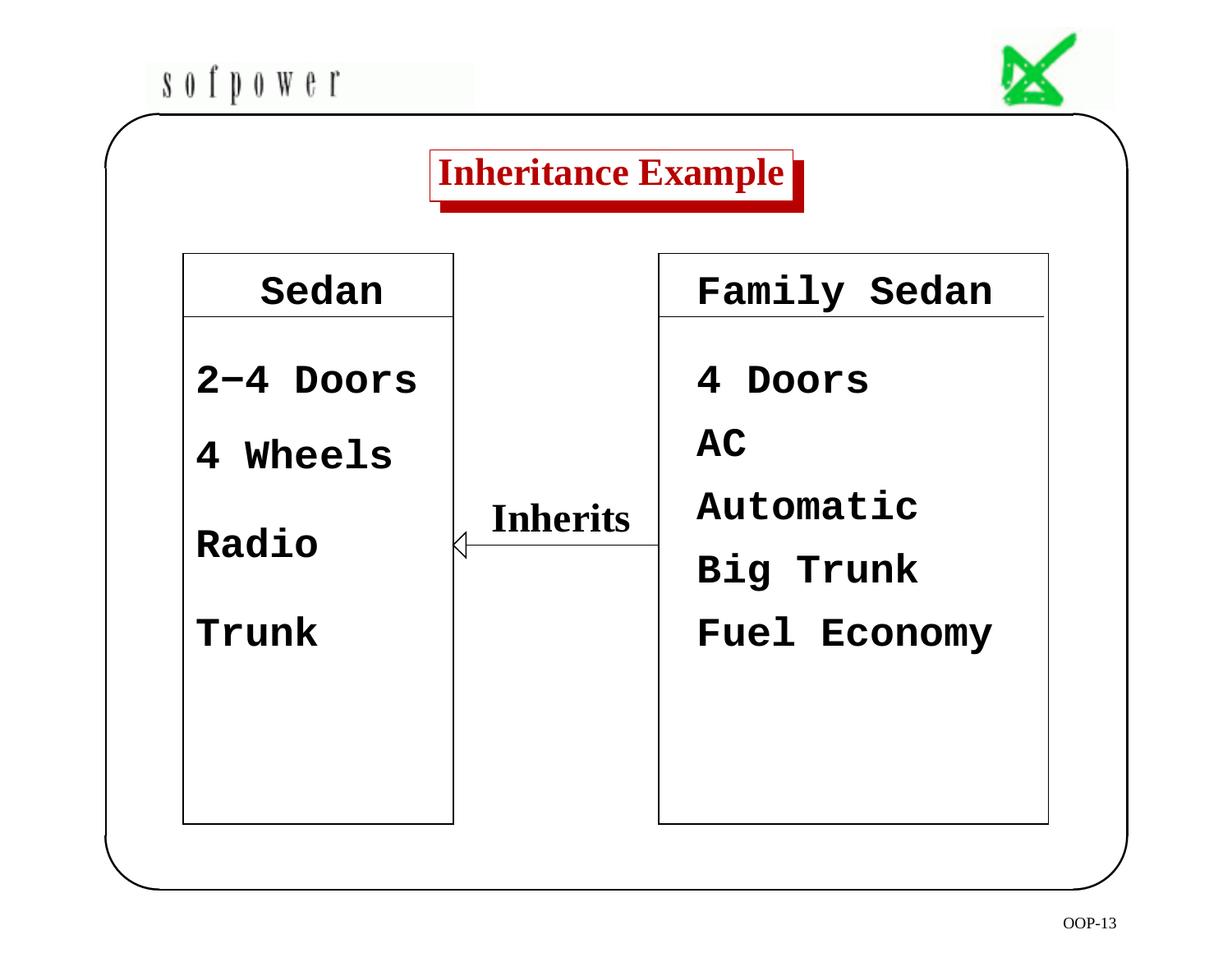# Inheritance Example

| Sedan | Family Sedan |
| --- | --- |
| 2−4 Doors | 4 Doors |
| 4 Wheels | AC |
| Radio | Automatic |
| Trunk | Big Trunk |
| | Fuel Economy |

Family Sedan — Inherits → Sedan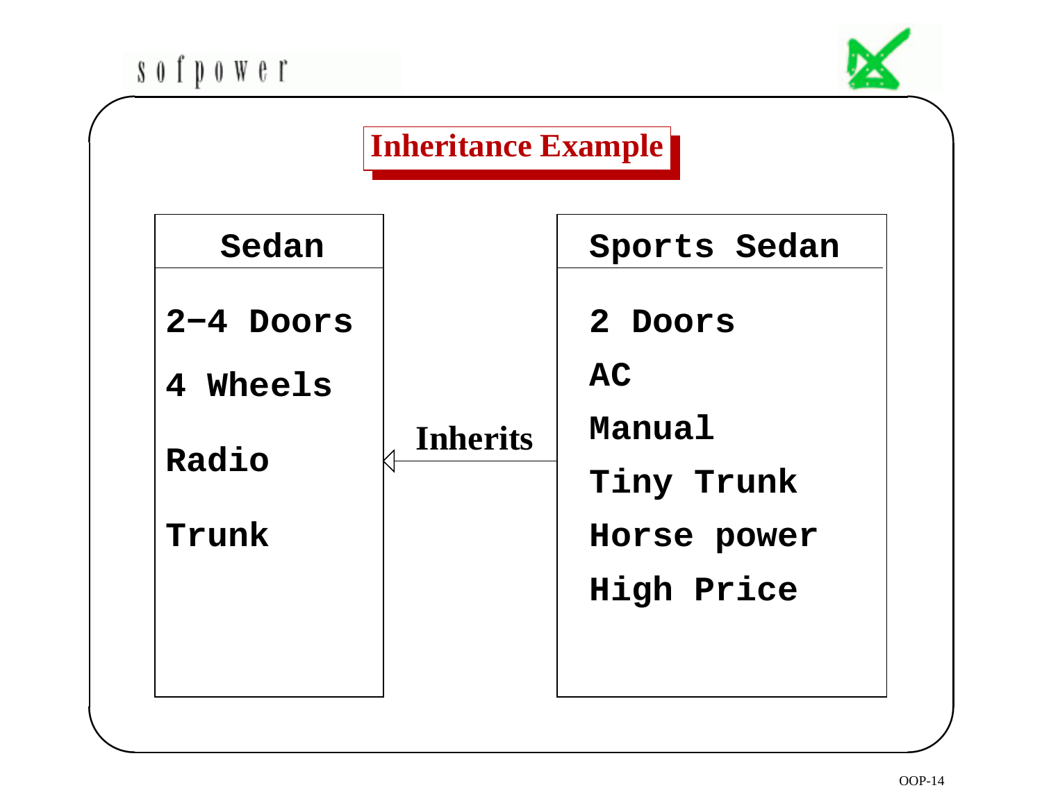# Inheritance Example

| Sedan | Sports Sedan |
| --- | --- |
| 2−4 Doors | 2 Doors |
| 4 Wheels | AC |
| Radio | Manual |
| Trunk | Tiny Trunk |
| | Horse power |
| | High Price |

Sports Sedan → Inherits → Sedan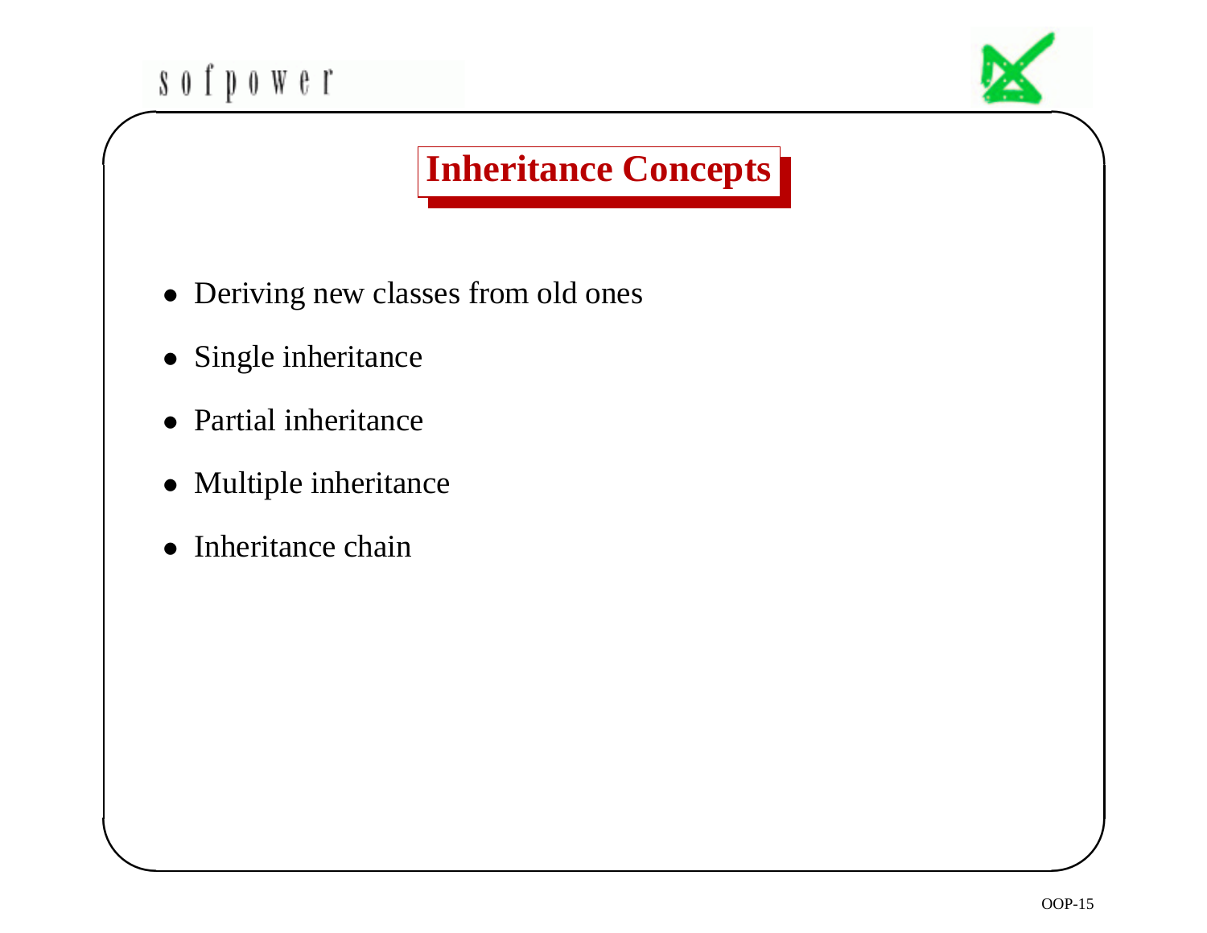# Inheritance Concepts

- Deriving new classes from old ones
- Single inheritance
- Partial inheritance
- Multiple inheritance
- Inheritance chain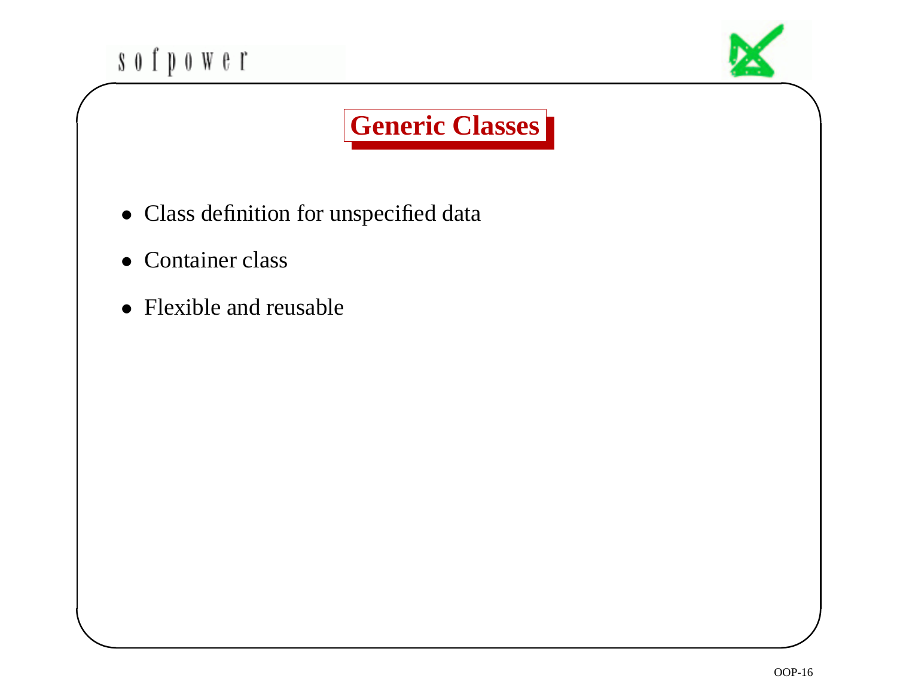# Generic Classes

- Class definition for unspecified data
- Container class
- Flexible and reusable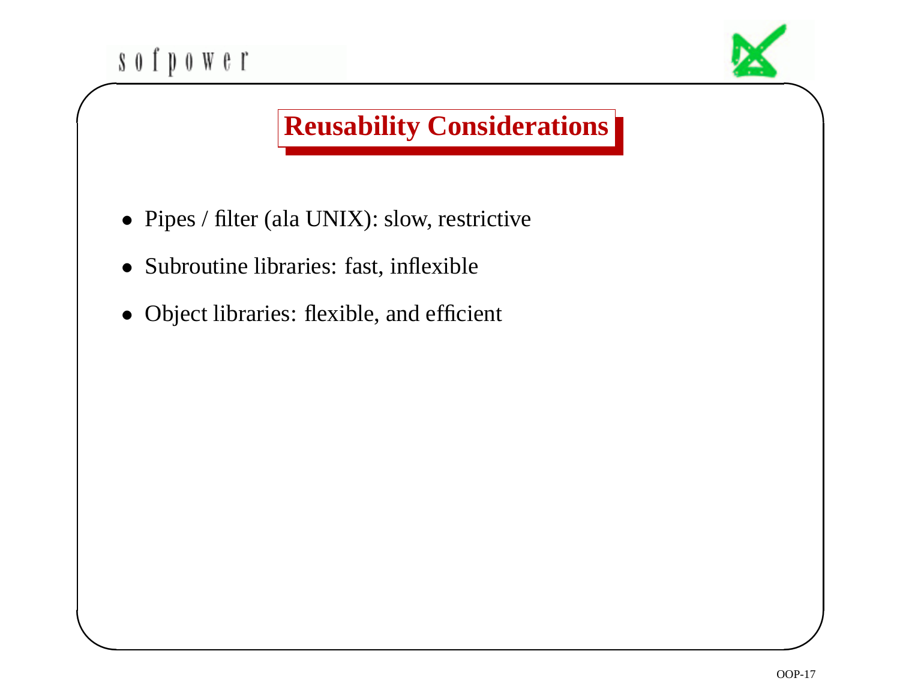# Reusability Considerations

- Pipes / filter (ala UNIX): slow, restrictive
- Subroutine libraries: fast, inflexible
- Object libraries: flexible, and efficient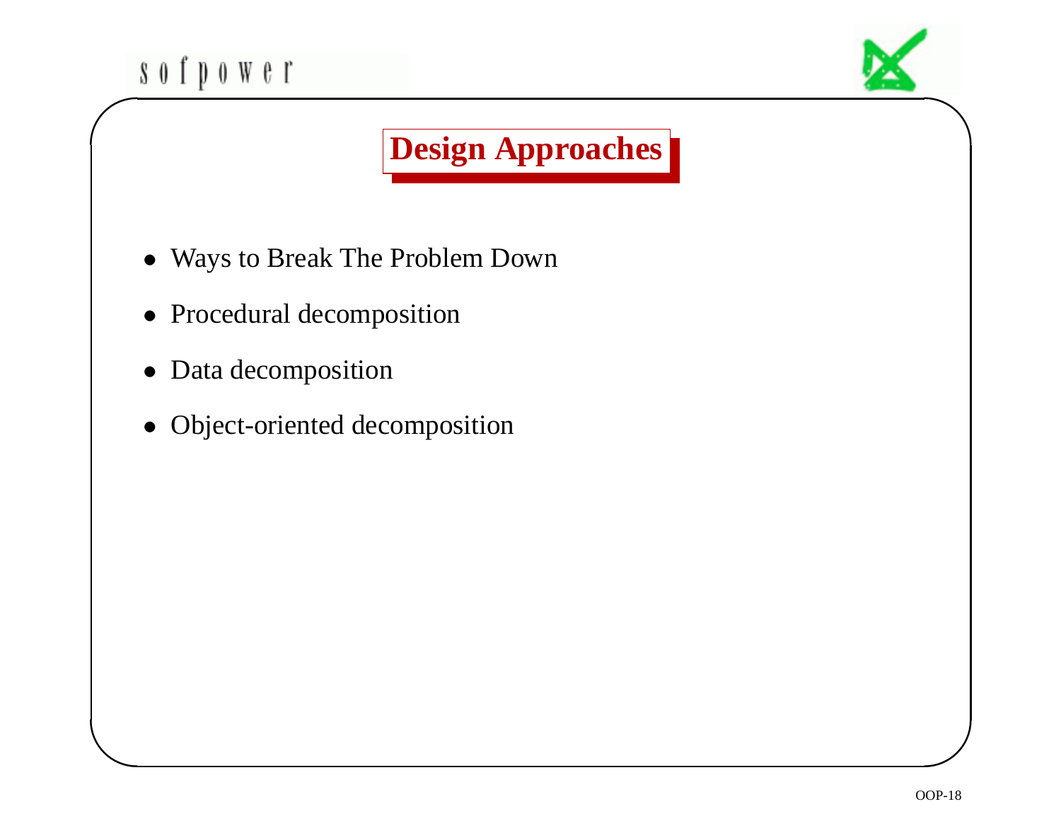# Design Approaches

- Ways to Break The Problem Down
- Procedural decomposition
- Data decomposition
- Object-oriented decomposition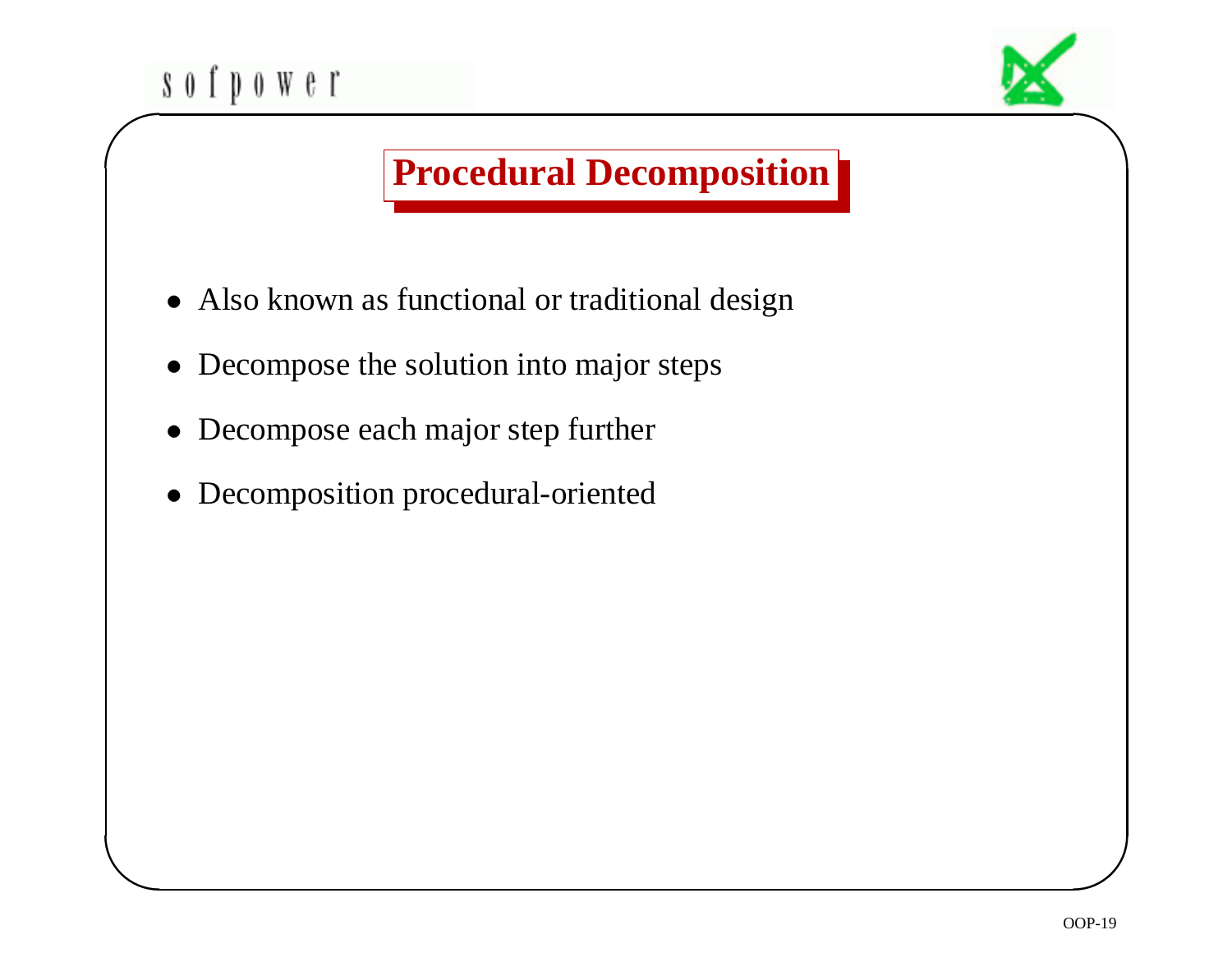# Procedural Decomposition

- Also known as functional or traditional design
- Decompose the solution into major steps
- Decompose each major step further
- Decomposition procedural-oriented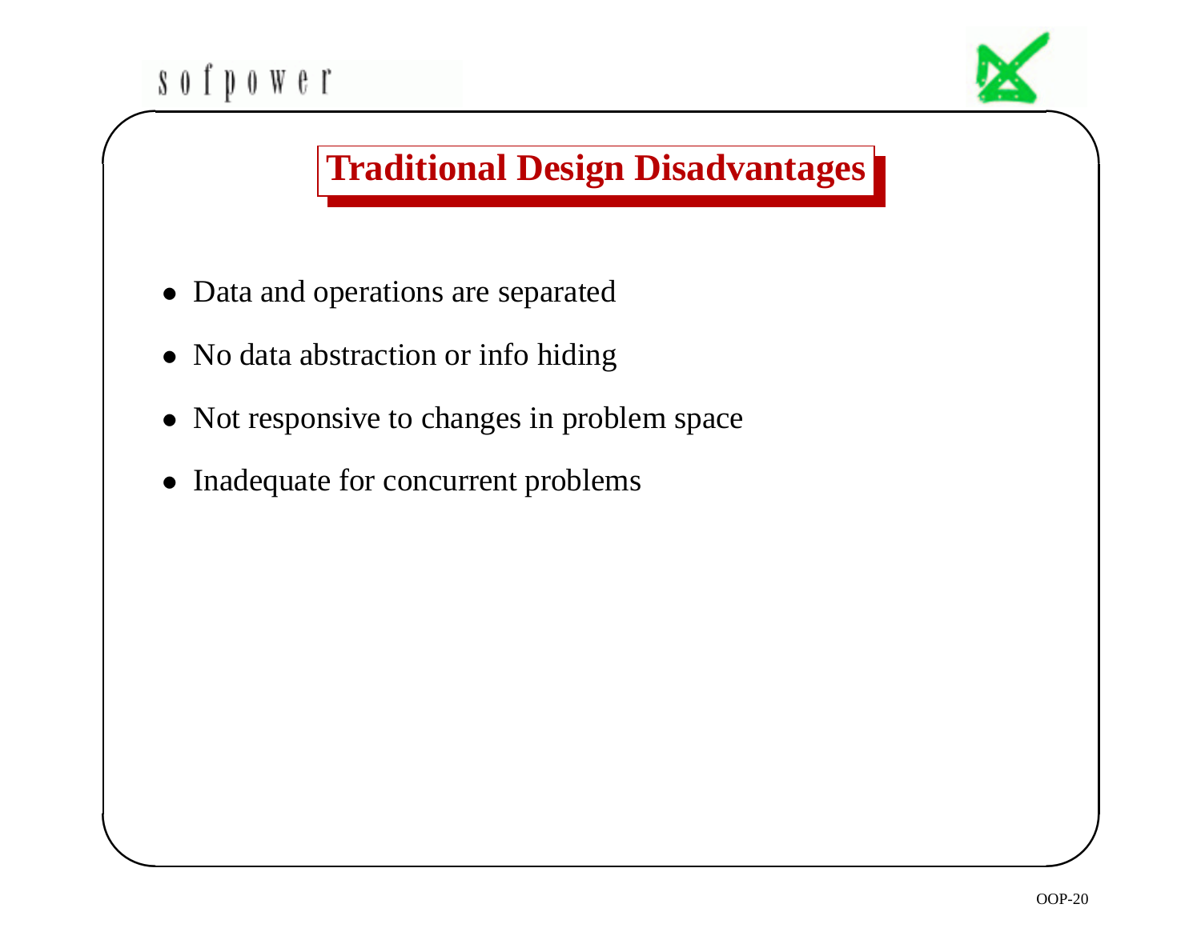# Traditional Design Disadvantages

- Data and operations are separated
- No data abstraction or info hiding
- Not responsive to changes in problem space
- Inadequate for concurrent problems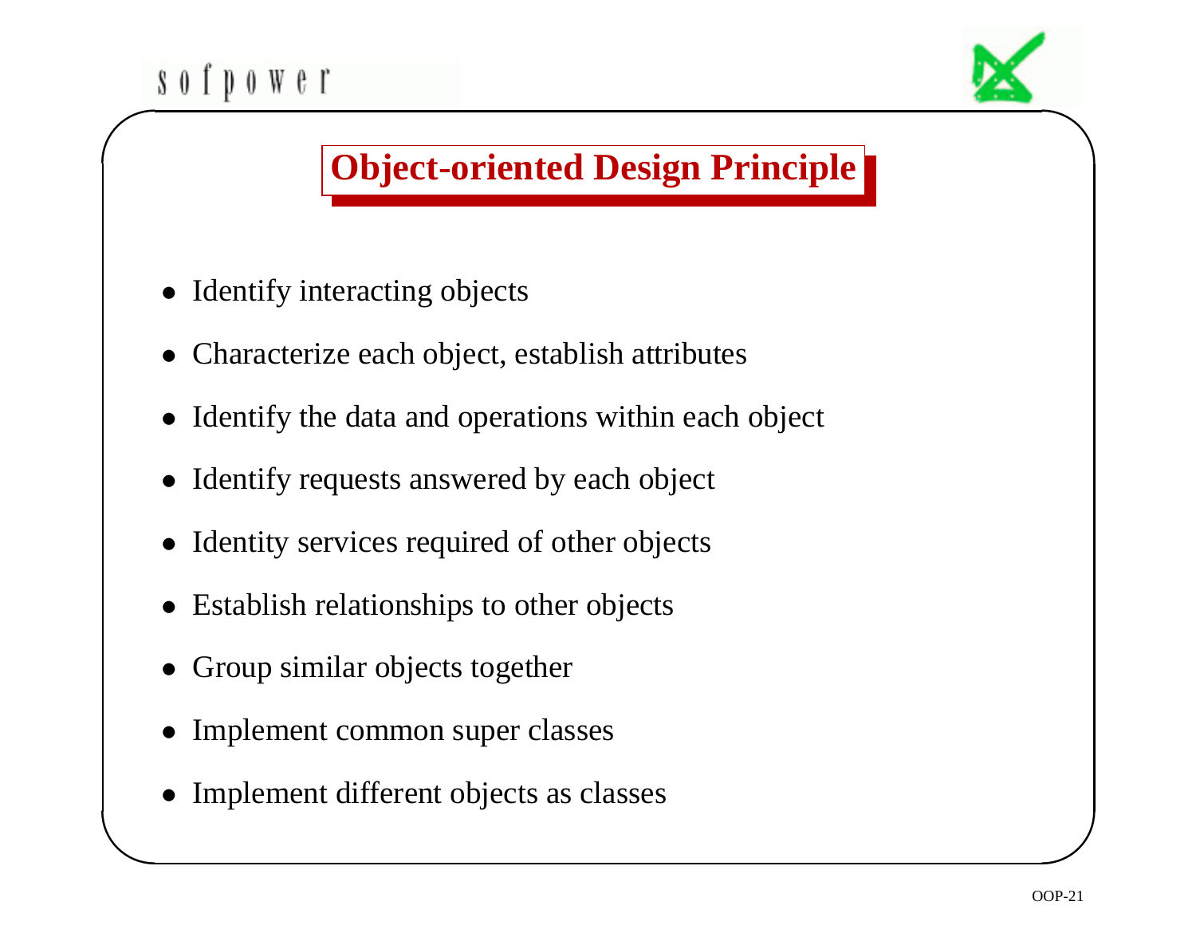# Object-oriented Design Principle

- Identify interacting objects
- Characterize each object, establish attributes
- Identify the data and operations within each object
- Identify requests answered by each object
- Identity services required of other objects
- Establish relationships to other objects
- Group similar objects together
- Implement common super classes
- Implement different objects as classes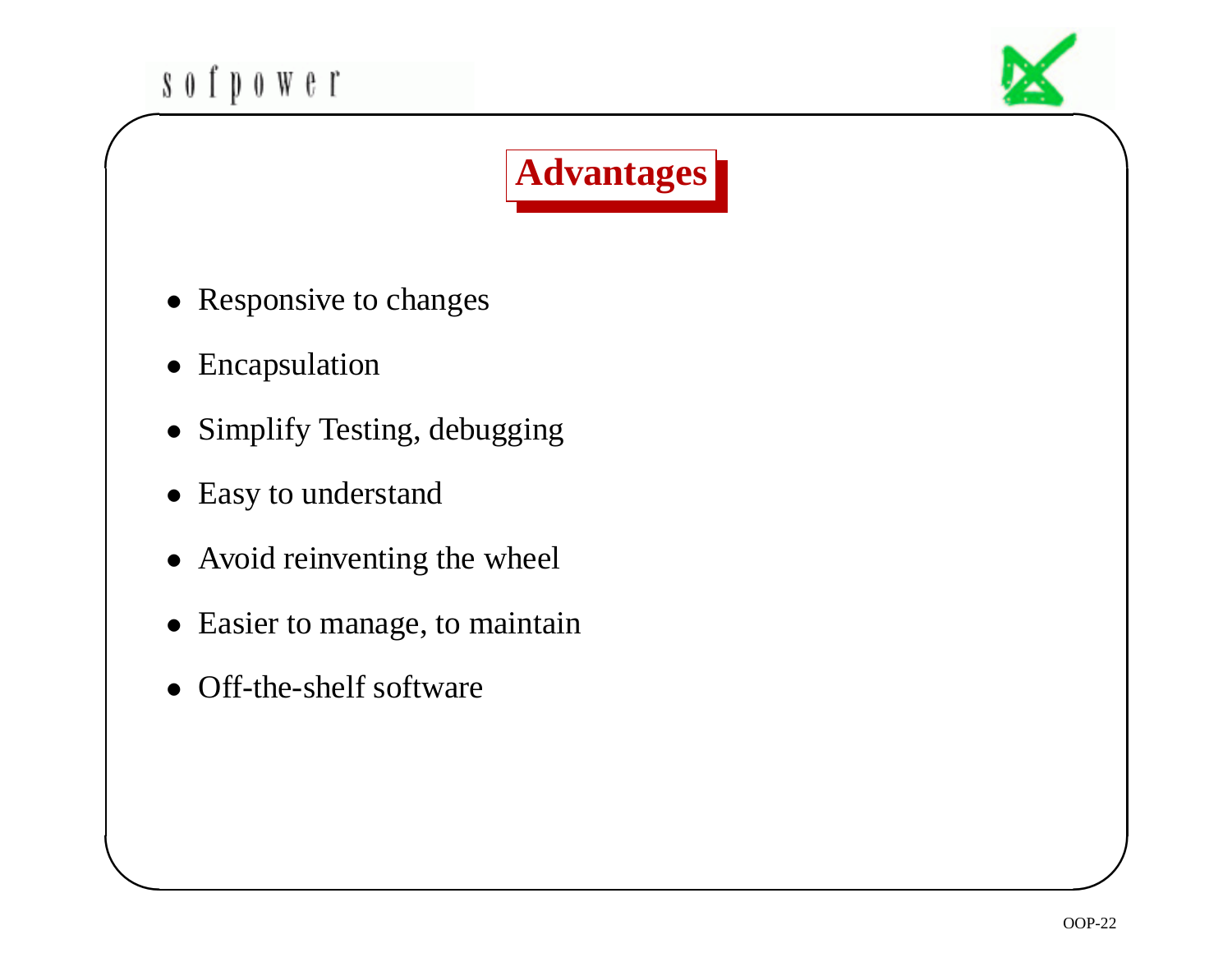## Advantages

- Responsive to changes
- Encapsulation
- Simplify Testing, debugging
- Easy to understand
- Avoid reinventing the wheel
- Easier to manage, to maintain
- Off-the-shelf software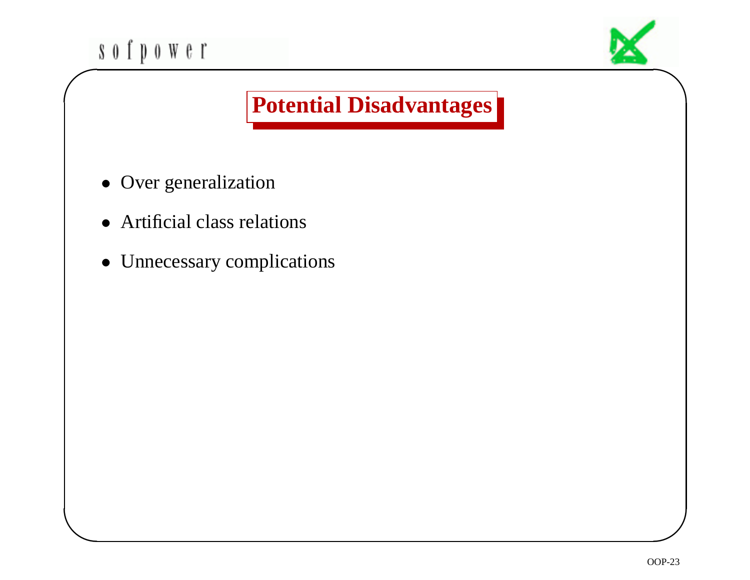# Potential Disadvantages

- Over generalization
- Artificial class relations
- Unnecessary complications